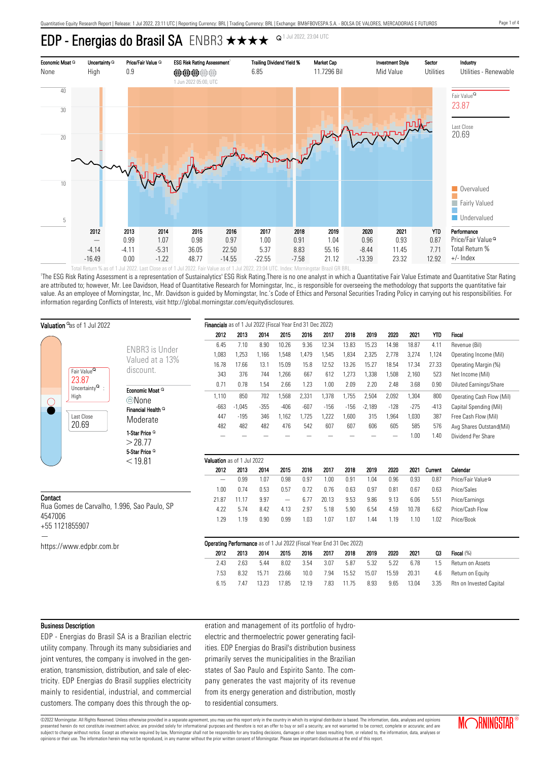# EDP - Energias do Brasil SA ENBR3 ★★★★

1 Jul 2022, 23:04 UTC

| Economic Moat | Uncertainty | Price/Fair Value | ESG Risk Rating Assessment[1] | Trailing Dividend Yield % | Market Cap | Investment Style | Sector | Industry |
|---|---|---|---|---|---|---|---|---|
| None | High | 0.9 | 1 Jun 2022 05:00, UTC | 6.85 | 11.7296 Bil | Mid Value | Utilities | Utilities - Renewable |

40
30
20
10
5

Fair Value 23.87

Last Close 20.69

Overvalued
Fairly Valued
Undervalued

| | 2012 | 2013 | 2014 | 2015 | 2016 | 2017 | 2018 | 2019 | 2020 | 2021 | YTD | Performance |
|---|---|---|---|---|---|---|---|---|---|---|---|---|
| | — | 0.99 | 1.07 | 0.98 | 0.97 | 1.00 | 0.91 | 1.04 | 0.96 | 0.93 | 0.87 | Price/Fair Value |
| | -4.14 | -4.11 | -5.31 | 36.05 | 22.50 | 5.37 | 8.83 | 55.16 | -8.44 | 11.45 | 7.71 | Total Return % |
| | -16.49 | 0.00 | -1.22 | 48.77 | -14.55 | -22.55 | -7.58 | 21.12 | -13.39 | 23.32 | 12.92 | +/- Index |

Total Return % as of 1 Jul 2022. Last Close as of 1 Jul 2022. Fair Value as of 1 Jul 2022, 23:04 UTC. Index: Morningstar Brazil GR BRL.

[1]The ESG Risk Rating Assessment is a representation of Sustainalytics' ESG Risk Rating.There is no one analyst in which a Quantitative Fair Value Estimate and Quantitative Star Rating are attributed to; however, Mr. Lee Davidson, Head of Quantitative Research for Morningstar, Inc., is responsible for overseeing the methodology that supports the quantitative fair value. As an employee of Morningstar, Inc., Mr. Davidson is guided by Morningstar, Inc.'s Code of Ethics and Personal Securities Trading Policy in carrying out his responsibilities. For information regarding Conflicts of Interests, visit http://global.morningstar.com/equitydisclosures.

## Valuation as of 1 Jul 2022

Fair Value 23.87
Uncertainty : High
Last Close 20.69

ENBR3 is Under Valued at a 13% discount.

Economic Moat: None
Financial Health: Moderate
1-Star Price: > 28.77
5-Star Price: < 19.81

## Contact

Rua Gomes de Carvalho, 1.996, Sao Paulo, SP 4547006
+55 1121855907
—
https://www.edpbr.com.br

## Financials as of 1 Jul 2022 (Fiscal Year End 31 Dec 2022)

| 2012 | 2013 | 2014 | 2015 | 2016 | 2017 | 2018 | 2019 | 2020 | 2021 | YTD | Fiscal |
|---|---|---|---|---|---|---|---|---|---|---|---|
| 6.45 | 7.10 | 8.90 | 10.26 | 9.36 | 12.34 | 13.83 | 15.23 | 14.98 | 18.87 | 4.11 | Revenue (Bil) |
| 1,083 | 1,253 | 1,166 | 1,548 | 1,479 | 1,545 | 1,834 | 2,325 | 2,778 | 3,274 | 1,124 | Operating Income (Mil) |
| 16.78 | 17.66 | 13.1 | 15.09 | 15.8 | 12.52 | 13.26 | 15.27 | 18.54 | 17.34 | 27.33 | Operating Margin (%) |
| 343 | 376 | 744 | 1,266 | 667 | 612 | 1,273 | 1,338 | 1,508 | 2,160 | 523 | Net Income (Mil) |
| 0.71 | 0.78 | 1.54 | 2.66 | 1.23 | 1.00 | 2.09 | 2.20 | 2.48 | 3.68 | 0.90 | Diluted Earnings/Share |
| 1,110 | 850 | 702 | 1,568 | 2,331 | 1,378 | 1,755 | 2,504 | 2,092 | 1,304 | 800 | Operating Cash Flow (Mil) |
| -663 | -1,045 | -355 | -406 | -607 | -156 | -156 | -2,189 | -128 | -275 | -413 | Capital Spending (Mil) |
| 447 | -195 | 346 | 1,162 | 1,725 | 1,222 | 1,600 | 315 | 1,964 | 1,030 | 387 | Free Cash Flow (Mil) |
| 482 | 482 | 482 | 476 | 542 | 607 | 607 | 606 | 605 | 585 | 576 | Avg Shares Outstand(Mil) |
| — | — | — | — | — | — | — | — | — | 1.00 | 1.40 | Dividend Per Share |

## Valuation as of 1 Jul 2022

| 2012 | 2013 | 2014 | 2015 | 2016 | 2017 | 2018 | 2019 | 2020 | 2021 | Current | Calendar |
|---|---|---|---|---|---|---|---|---|---|---|---|
| — | 0.99 | 1.07 | 0.98 | 0.97 | 1.00 | 0.91 | 1.04 | 0.96 | 0.93 | 0.87 | Price/Fair Value |
| 1.00 | 0.74 | 0.53 | 0.57 | 0.72 | 0.76 | 0.63 | 0.97 | 0.81 | 0.67 | 0.63 | Price/Sales |
| 21.87 | 11.17 | 9.97 | — | 6.77 | 20.13 | 9.53 | 9.86 | 9.13 | 6.06 | 5.51 | Price/Earnings |
| 4.22 | 5.74 | 8.42 | 4.13 | 2.97 | 5.18 | 5.90 | 6.54 | 4.59 | 10.78 | 6.62 | Price/Cash Flow |
| 1.29 | 1.19 | 0.90 | 0.99 | 1.03 | 1.07 | 1.07 | 1.44 | 1.19 | 1.10 | 1.02 | Price/Book |

## Operating Performance as of 1 Jul 2022 (Fiscal Year End 31 Dec 2022)

| 2012 | 2013 | 2014 | 2015 | 2016 | 2017 | 2018 | 2019 | 2020 | 2021 | Q3 | Fiscal (%) |
|---|---|---|---|---|---|---|---|---|---|---|---|
| 2.43 | 2.63 | 5.44 | 8.02 | 3.54 | 3.07 | 5.87 | 5.32 | 5.22 | 6.78 | 1.5 | Return on Assets |
| 7.53 | 8.32 | 15.71 | 23.66 | 10.0 | 7.94 | 15.52 | 15.07 | 15.59 | 20.31 | 4.6 | Return on Equity |
| 6.15 | 7.47 | 13.23 | 17.85 | 12.19 | 7.83 | 11.75 | 8.93 | 9.65 | 13.04 | 3.35 | Rtn on Invested Capital |

## Business Description

EDP - Energias do Brasil SA is a Brazilian electric utility company. Through its many subsidiaries and joint ventures, the company is involved in the generation, transmission, distribution, and sale of electricity. EDP Energias do Brasil supplies electricity mainly to residential, industrial, and commercial customers. The company does this through the operation and management of its portfolio of hydroelectric and thermoelectric power generating facilities. EDP Energias do Brasil's distribution business primarily serves the municipalities in the Brazilian states of Sao Paulo and Espirito Santo. The company generates the vast majority of its revenue from its energy generation and distribution, mostly to residential consumers.

©2022 Morningstar. All Rights Reserved. Unless otherwise provided in a separate agreement, you may use this report only in the country in which its original distributor is based. The information, data, analyses and opinions presented herein do not constitute investment advice; are provided solely for informational purposes and therefore is not an offer to buy or sell a security; are not warranted to be correct, complete or accurate; and are subject to change without notice. Except as otherwise required by law, Morningstar shall not be responsible for any trading decisions, damages or other losses resulting from, or related to, the information, data, analyses or opinions or their use. The information herein may not be reproduced, in any manner without the prior written consent of Morningstar. Please see important disclosures at the end of this report.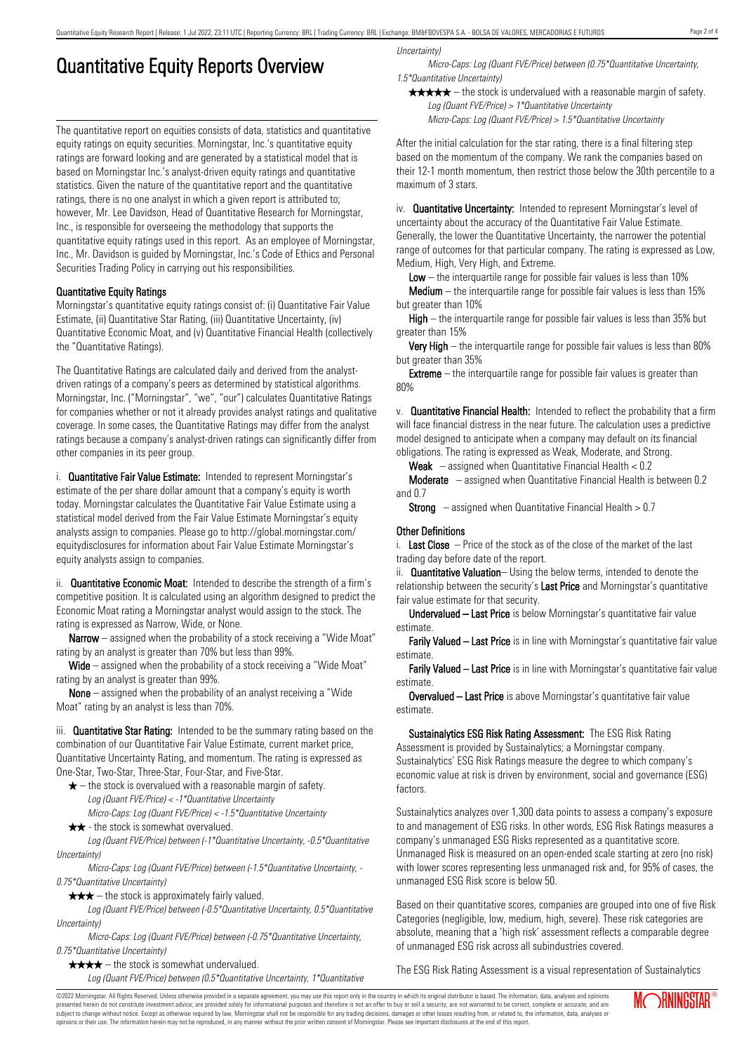# Quantitative Equity Reports Overview

The quantitative report on equities consists of data, statistics and quantitative equity ratings on equity securities. Morningstar, Inc.'s quantitative equity ratings are forward looking and are generated by a statistical model that is based on Morningstar Inc.'s analyst-driven equity ratings and quantitative statistics. Given the nature of the quantitative report and the quantitative ratings, there is no one analyst in which a given report is attributed to; however, Mr. Lee Davidson, Head of Quantitative Research for Morningstar, Inc., is responsible for overseeing the methodology that supports the quantitative equity ratings used in this report. As an employee of Morningstar, Inc., Mr. Davidson is guided by Morningstar, Inc.'s Code of Ethics and Personal Securities Trading Policy in carrying out his responsibilities.

### Quantitative Equity Ratings

Morningstar's quantitative equity ratings consist of: (i) Quantitative Fair Value Estimate, (ii) Quantitative Star Rating, (iii) Quantitative Uncertainty, (iv) Quantitative Economic Moat, and (v) Quantitative Financial Health (collectively the "Quantitative Ratings).

The Quantitative Ratings are calculated daily and derived from the analyst-driven ratings of a company's peers as determined by statistical algorithms. Morningstar, Inc. ("Morningstar", "we", "our") calculates Quantitative Ratings for companies whether or not it already provides analyst ratings and qualitative coverage. In some cases, the Quantitative Ratings may differ from the analyst ratings because a company's analyst-driven ratings can significantly differ from other companies in its peer group.

i. **Quantitative Fair Value Estimate:** Intended to represent Morningstar's estimate of the per share dollar amount that a company's equity is worth today. Morningstar calculates the Quantitative Fair Value Estimate using a statistical model derived from the Fair Value Estimate Morningstar's equity analysts assign to companies. Please go to http://global.morningstar.com/equitydisclosures for information about Fair Value Estimate Morningstar's equity analysts assign to companies.

ii. **Quantitative Economic Moat:** Intended to describe the strength of a firm's competitive position. It is calculated using an algorithm designed to predict the Economic Moat rating a Morningstar analyst would assign to the stock. The rating is expressed as Narrow, Wide, or None.

**Narrow** – assigned when the probability of a stock receiving a "Wide Moat" rating by an analyst is greater than 70% but less than 99%.

**Wide** – assigned when the probability of a stock receiving a "Wide Moat" rating by an analyst is greater than 99%.

**None** – assigned when the probability of an analyst receiving a "Wide Moat" rating by an analyst is less than 70%.

iii. **Quantitative Star Rating:** Intended to be the summary rating based on the combination of our Quantitative Fair Value Estimate, current market price, Quantitative Uncertainty Rating, and momentum. The rating is expressed as One-Star, Two-Star, Three-Star, Four-Star, and Five-Star.

★ – the stock is overvalued with a reasonable margin of safety.
*Log (Quant FVE/Price) < -1\*Quantitative Uncertainty*
*Micro-Caps: Log (Quant FVE/Price) < -1.5\*Quantitative Uncertainty*

★★ - the stock is somewhat overvalued.
*Log (Quant FVE/Price) between (-1\*Quantitative Uncertainty, -0.5\*Quantitative Uncertainty)*
*Micro-Caps: Log (Quant FVE/Price) between (-1.5\*Quantitative Uncertainty, -0.75\*Quantitative Uncertainty)*

★★★ – the stock is approximately fairly valued.
*Log (Quant FVE/Price) between (-0.5\*Quantitative Uncertainty, 0.5\*Quantitative Uncertainty)*
*Micro-Caps: Log (Quant FVE/Price) between (-0.75\*Quantitative Uncertainty, 0.75\*Quantitative Uncertainty)*

★★★★ – the stock is somewhat undervalued.
*Log (Quant FVE/Price) between (0.5\*Quantitative Uncertainty, 1\*Quantitative Uncertainty)*
*Micro-Caps: Log (Quant FVE/Price) between (0.75\*Quantitative Uncertainty, 1.5\*Quantitative Uncertainty)*

★★★★★ – the stock is undervalued with a reasonable margin of safety.
*Log (Quant FVE/Price) > 1\*Quantitative Uncertainty*
*Micro-Caps: Log (Quant FVE/Price) > 1.5\*Quantitative Uncertainty*

After the initial calculation for the star rating, there is a final filtering step based on the momentum of the company. We rank the companies based on their 12-1 month momentum, then restrict those below the 30th percentile to a maximum of 3 stars.

iv. **Quantitative Uncertainty:** Intended to represent Morningstar's level of uncertainty about the accuracy of the Quantitative Fair Value Estimate. Generally, the lower the Quantitative Uncertainty, the narrower the potential range of outcomes for that particular company. The rating is expressed as Low, Medium, High, Very High, and Extreme.

**Low** – the interquartile range for possible fair values is less than 10%

**Medium** – the interquartile range for possible fair values is less than 15% but greater than 10%

**High** – the interquartile range for possible fair values is less than 35% but greater than 15%

**Very High** – the interquartile range for possible fair values is less than 80% but greater than 35%

**Extreme** – the interquartile range for possible fair values is greater than 80%

v. **Quantitative Financial Health:** Intended to reflect the probability that a firm will face financial distress in the near future. The calculation uses a predictive model designed to anticipate when a company may default on its financial obligations. The rating is expressed as Weak, Moderate, and Strong.

**Weak** – assigned when Quantitative Financial Health < 0.2

**Moderate** – assigned when Quantitative Financial Health is between 0.2 and 0.7

**Strong** – assigned when Quantitative Financial Health > 0.7

### Other Definitions

i. **Last Close** – Price of the stock as of the close of the market of the last trading day before date of the report.

ii. **Quantitative Valuation**– Using the below terms, intended to denote the relationship between the security's **Last Price** and Morningstar's quantitative fair value estimate for that security.

**Undervalued – Last Price** is below Morningstar's quantitative fair value estimate.

**Farily Valued – Last Price** is in line with Morningstar's quantitative fair value estimate.

**Farily Valued – Last Price** is in line with Morningstar's quantitative fair value estimate.

**Overvalued – Last Price** is above Morningstar's quantitative fair value estimate.

**Sustainalytics ESG Risk Rating Assessment:** The ESG Risk Rating Assessment is provided by Sustainalytics; a Morningstar company. Sustainalytics' ESG Risk Ratings measure the degree to which company's economic value at risk is driven by environment, social and governance (ESG) factors.

Sustainalytics analyzes over 1,300 data points to assess a company's exposure to and management of ESG risks. In other words, ESG Risk Ratings measures a company's unmanaged ESG Risks represented as a quantitative score. Unmanaged Risk is measured on an open-ended scale starting at zero (no risk) with lower scores representing less unmanaged risk and, for 95% of cases, the unmanaged ESG Risk score is below 50.

Based on their quantitative scores, companies are grouped into one of five Risk Categories (negligible, low, medium, high, severe). These risk categories are absolute, meaning that a 'high risk' assessment reflects a comparable degree of unmanaged ESG risk across all subindustries covered.

The ESG Risk Rating Assessment is a visual representation of Sustainalytics

©2022 Morningstar. All Rights Reserved. Unless otherwise provided in a separate agreement, you may use this report only in the country in which its original distributor is based. The information, data, analyses and opinions presented herein do not constitute investment advice; are provided solely for informational purposes and therefore is not an offer to buy or sell a security; and are not warranted to be correct, complete or accurate; and are subject to change without notice. Except as otherwise required by law, Morningstar shall not be responsible for any trading decisions, damages or other losses resulting from, or related to, the information, data, analyses or opinions or their use. The information herein may not be reproduced, in any manner without the prior written consent of Morningstar. Please see important disclosures at the end of this report.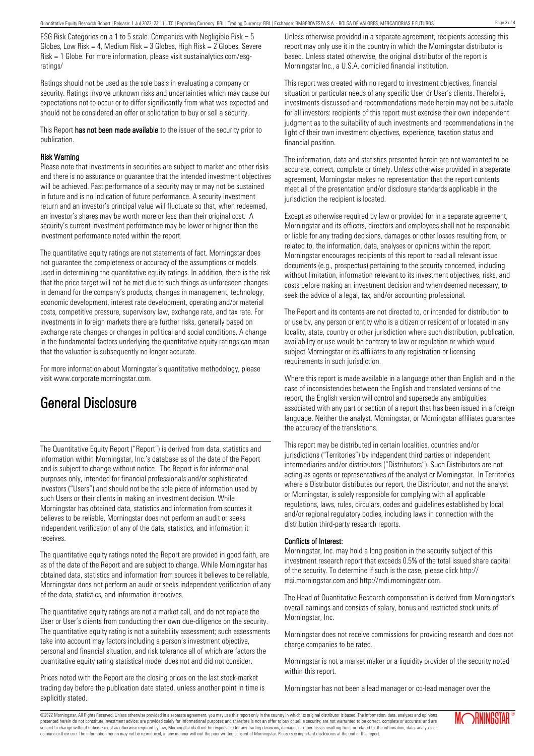ESG Risk Categories on a 1 to 5 scale. Companies with Negligible Risk = 5 Globes, Low Risk = 4, Medium Risk = 3 Globes, High Risk = 2 Globes, Severe Risk = 1 Globe. For more information, please visit sustainalytics.com/esg-ratings/

Ratings should not be used as the sole basis in evaluating a company or security. Ratings involve unknown risks and uncertainties which may cause our expectations not to occur or to differ significantly from what was expected and should not be considered an offer or solicitation to buy or sell a security.

This Report **has not been made available** to the issuer of the security prior to publication.

#### Risk Warning

Please note that investments in securities are subject to market and other risks and there is no assurance or guarantee that the intended investment objectives will be achieved. Past performance of a security may or may not be sustained in future and is no indication of future performance. A security investment return and an investor's principal value will fluctuate so that, when redeemed, an investor's shares may be worth more or less than their original cost. A security's current investment performance may be lower or higher than the investment performance noted within the report.

The quantitative equity ratings are not statements of fact. Morningstar does not guarantee the completeness or accuracy of the assumptions or models used in determining the quantitative equity ratings. In addition, there is the risk that the price target will not be met due to such things as unforeseen changes in demand for the company's products, changes in management, technology, economic development, interest rate development, operating and/or material costs, competitive pressure, supervisory law, exchange rate, and tax rate. For investments in foreign markets there are further risks, generally based on exchange rate changes or changes in political and social conditions. A change in the fundamental factors underlying the quantitative equity ratings can mean that the valuation is subsequently no longer accurate.

For more information about Morningstar's quantitative methodology, please visit www.corporate.morningstar.com.

# General Disclosure

The Quantitative Equity Report ("Report") is derived from data, statistics and information within Morningstar, Inc.'s database as of the date of the Report and is subject to change without notice. The Report is for informational purposes only, intended for financial professionals and/or sophisticated investors ("Users") and should not be the sole piece of information used by such Users or their clients in making an investment decision. While Morningstar has obtained data, statistics and information from sources it believes to be reliable, Morningstar does not perform an audit or seeks independent verification of any of the data, statistics, and information it receives.

The quantitative equity ratings noted the Report are provided in good faith, are as of the date of the Report and are subject to change. While Morningstar has obtained data, statistics and information from sources it believes to be reliable, Morningstar does not perform an audit or seeks independent verification of any of the data, statistics, and information it receives.

The quantitative equity ratings are not a market call, and do not replace the User or User's clients from conducting their own due-diligence on the security. The quantitative equity rating is not a suitability assessment; such assessments take into account may factors including a person's investment objective, personal and financial situation, and risk tolerance all of which are factors the quantitative equity rating statistical model does not and did not consider.

Prices noted with the Report are the closing prices on the last stock-market trading day before the publication date stated, unless another point in time is explicitly stated.

Unless otherwise provided in a separate agreement, recipients accessing this report may only use it in the country in which the Morningstar distributor is based. Unless stated otherwise, the original distributor of the report is Morningstar Inc., a U.S.A. domiciled financial institution.

This report was created with no regard to investment objectives, financial situation or particular needs of any specific User or User's clients. Therefore, investments discussed and recommendations made herein may not be suitable for all investors: recipients of this report must exercise their own independent judgment as to the suitability of such investments and recommendations in the light of their own investment objectives, experience, taxation status and financial position.

The information, data and statistics presented herein are not warranted to be accurate, correct, complete or timely. Unless otherwise provided in a separate agreement, Morningstar makes no representation that the report contents meet all of the presentation and/or disclosure standards applicable in the jurisdiction the recipient is located.

Except as otherwise required by law or provided for in a separate agreement, Morningstar and its officers, directors and employees shall not be responsible or liable for any trading decisions, damages or other losses resulting from, or related to, the information, data, analyses or opinions within the report. Morningstar encourages recipients of this report to read all relevant issue documents (e.g., prospectus) pertaining to the security concerned, including without limitation, information relevant to its investment objectives, risks, and costs before making an investment decision and when deemed necessary, to seek the advice of a legal, tax, and/or accounting professional.

The Report and its contents are not directed to, or intended for distribution to or use by, any person or entity who is a citizen or resident of or located in any locality, state, country or other jurisdiction where such distribution, publication, availability or use would be contrary to law or regulation or which would subject Morningstar or its affiliates to any registration or licensing requirements in such jurisdiction.

Where this report is made available in a language other than English and in the case of inconsistencies between the English and translated versions of the report, the English version will control and supersede any ambiguities associated with any part or section of a report that has been issued in a foreign language. Neither the analyst, Morningstar, or Morningstar affiliates guarantee the accuracy of the translations.

This report may be distributed in certain localities, countries and/or jurisdictions ("Territories") by independent third parties or independent intermediaries and/or distributors ("Distributors"). Such Distributors are not acting as agents or representatives of the analyst or Morningstar. In Territories where a Distributor distributes our report, the Distributor, and not the analyst or Morningstar, is solely responsible for complying with all applicable regulations, laws, rules, circulars, codes and guidelines established by local and/or regional regulatory bodies, including laws in connection with the distribution third-party research reports.

#### Conflicts of Interest:

Morningstar, Inc. may hold a long position in the security subject of this investment research report that exceeds 0.5% of the total issued share capital of the security. To determine if such is the case, please click http://msi.morningstar.com and http://mdi.morningstar.com.

The Head of Quantitative Research compensation is derived from Morningstar's overall earnings and consists of salary, bonus and restricted stock units of Morningstar, Inc.

Morningstar does not receive commissions for providing research and does not charge companies to be rated.

Morningstar is not a market maker or a liquidity provider of the security noted within this report.

Morningstar has not been a lead manager or co-lead manager over the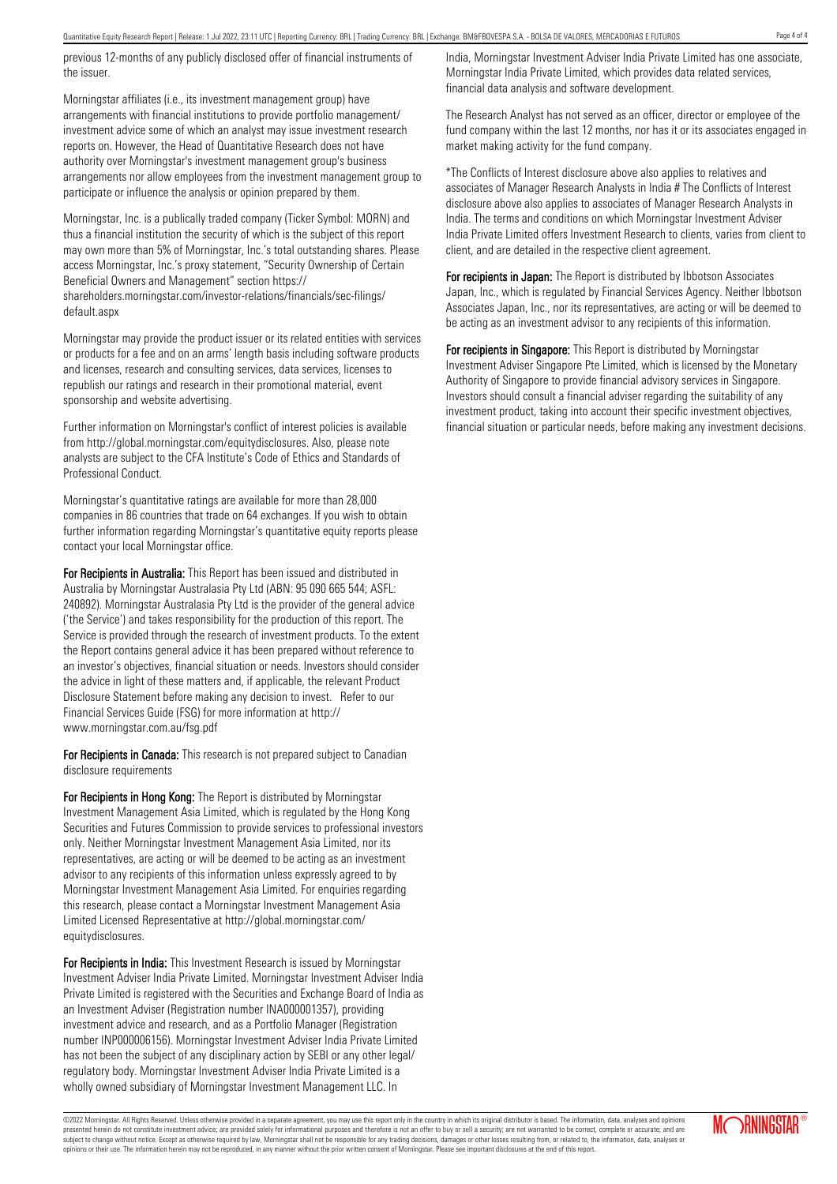previous 12-months of any publicly disclosed offer of financial instruments of the issuer.

Morningstar affiliates (i.e., its investment management group) have arrangements with financial institutions to provide portfolio management/ investment advice some of which an analyst may issue investment research reports on. However, the Head of Quantitative Research does not have authority over Morningstar's investment management group's business arrangements nor allow employees from the investment management group to participate or influence the analysis or opinion prepared by them.

Morningstar, Inc. is a publically traded company (Ticker Symbol: MORN) and thus a financial institution the security of which is the subject of this report may own more than 5% of Morningstar, Inc.'s total outstanding shares. Please access Morningstar, Inc.'s proxy statement, "Security Ownership of Certain Beneficial Owners and Management" section https://shareholders.morningstar.com/investor-relations/financials/sec-filings/default.aspx

Morningstar may provide the product issuer or its related entities with services or products for a fee and on an arms' length basis including software products and licenses, research and consulting services, data services, licenses to republish our ratings and research in their promotional material, event sponsorship and website advertising.

Further information on Morningstar's conflict of interest policies is available from http://global.morningstar.com/equitydisclosures. Also, please note analysts are subject to the CFA Institute's Code of Ethics and Standards of Professional Conduct.

Morningstar's quantitative ratings are available for more than 28,000 companies in 86 countries that trade on 64 exchanges. If you wish to obtain further information regarding Morningstar's quantitative equity reports please contact your local Morningstar office.

**For Recipients in Australia:** This Report has been issued and distributed in Australia by Morningstar Australasia Pty Ltd (ABN: 95 090 665 544; ASFL: 240892). Morningstar Australasia Pty Ltd is the provider of the general advice ('the Service') and takes responsibility for the production of this report. The Service is provided through the research of investment products. To the extent the Report contains general advice it has been prepared without reference to an investor's objectives, financial situation or needs. Investors should consider the advice in light of these matters and, if applicable, the relevant Product Disclosure Statement before making any decision to invest. Refer to our Financial Services Guide (FSG) for more information at http://www.morningstar.com.au/fsg.pdf

**For Recipients in Canada:** This research is not prepared subject to Canadian disclosure requirements

**For Recipients in Hong Kong:** The Report is distributed by Morningstar Investment Management Asia Limited, which is regulated by the Hong Kong Securities and Futures Commission to provide services to professional investors only. Neither Morningstar Investment Management Asia Limited, nor its representatives, are acting or will be deemed to be acting as an investment advisor to any recipients of this information unless expressly agreed to by Morningstar Investment Management Asia Limited. For enquiries regarding this research, please contact a Morningstar Investment Management Asia Limited Licensed Representative at http://global.morningstar.com/equitydisclosures.

**For Recipients in India:** This Investment Research is issued by Morningstar Investment Adviser India Private Limited. Morningstar Investment Adviser India Private Limited is registered with the Securities and Exchange Board of India as an Investment Adviser (Registration number INA000001357), providing investment advice and research, and as a Portfolio Manager (Registration number INP000006156). Morningstar Investment Adviser India Private Limited has not been the subject of any disciplinary action by SEBI or any other legal/ regulatory body. Morningstar Investment Adviser India Private Limited is a wholly owned subsidiary of Morningstar Investment Management LLC. In India, Morningstar Investment Adviser India Private Limited has one associate, Morningstar India Private Limited, which provides data related services, financial data analysis and software development.

The Research Analyst has not served as an officer, director or employee of the fund company within the last 12 months, nor has it or its associates engaged in market making activity for the fund company.

*The Conflicts of Interest disclosure above also applies to relatives and associates of Manager Research Analysts in India # The Conflicts of Interest disclosure above also applies to associates of Manager Research Analysts in India. The terms and conditions on which Morningstar Investment Adviser India Private Limited offers Investment Research to clients, varies from client to client, and are detailed in the respective client agreement.

**For recipients in Japan:** The Report is distributed by Ibbotson Associates Japan, Inc., which is regulated by Financial Services Agency. Neither Ibbotson Associates Japan, Inc., nor its representatives, are acting or will be deemed to be acting as an investment advisor to any recipients of this information.

**For recipients in Singapore:** This Report is distributed by Morningstar Investment Adviser Singapore Pte Limited, which is licensed by the Monetary Authority of Singapore to provide financial advisory services in Singapore. Investors should consult a financial adviser regarding the suitability of any investment product, taking into account their specific investment objectives, financial situation or particular needs, before making any investment decisions.

©2022 Morningstar. All Rights Reserved. Unless otherwise provided in a separate agreement, you may use this report only in the country in which its original distributor is based. The information, data, analyses and opinions presented herein do not constitute investment advice; are provided solely for informational purposes and therefore is not an offer to buy or sell a security; are not warranted to be correct, complete or accurate; and are subject to change without notice. Except as otherwise required by law, Morningstar shall not be responsible for any trading decisions, damages or other losses resulting from, or related to, the information, data, analyses or opinions or their use. The information herein may not be reproduced, in any manner without the prior written consent of Morningstar. Please see important disclosures at the end of this report.